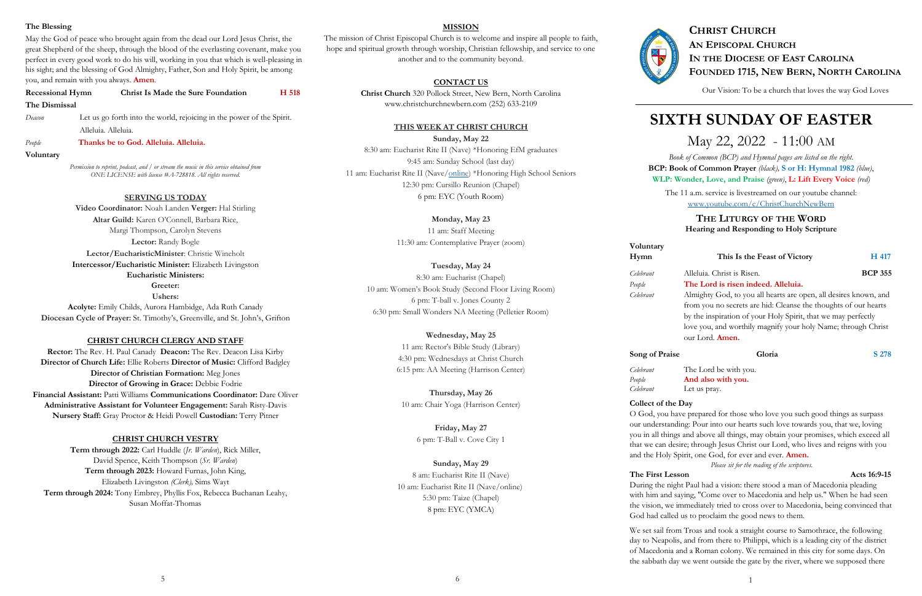### The Blessing

May the God of peace who brought again from the dead our Lord Jesus Christ, the great Shepherd of the sheep, through the blood of the everlasting covenant, make you perfect in every good work to do his will, working in you that which is well-pleasing in his sight; and the blessing of God Almighty, Father, Son and Holy Spirit, be among you, and remain with you always. **Amen**.

**Recessional Hymn** — **Christ Is Made the Sure Foundation** — **H 518**

### The Dismissal

*Deacon* Let us go forth into the world, rejoicing in the power of the Spirit. Alleluia. Alleluia.

*People* **Thanks be to God. Alleluia. Alleluia.**

**Voluntary**

*Permission to reprint, podcast, and / or stream the music in this service obtained from ONE LICENSE with license #A-728818. All rights reserved.*

### SERVING US TODAY

**Video Coordinator:** Noah Landen **Verger:** Hal Stirling
**Altar Guild:** Karen O'Connell, Barbara Rice, Margi Thompson, Carolyn Stevens
**Lector:** Randy Bogle
**Lector/EucharisticMinister**: Christie Wineholt
**Intercessor/Eucharistic Minister:** Elizabeth Livingston
**Eucharistic Ministers:**
**Greeter:**
**Ushers:**
**Acolyte:** Emily Childs, Aurora Hambidge, Ada Ruth Canady
**Diocesan Cycle of Prayer:** St. Timothy's, Greenville, and St. John's, Grifton

### CHRIST CHURCH CLERGY AND STAFF

**Rector:** The Rev. H. Paul Canady **Deacon:** The Rev. Deacon Lisa Kirby
**Director of Church Life:** Ellie Roberts **Director of Music:** Clifford Badgley
**Director of Christian Formation:** Meg Jones
**Director of Growing in Grace:** Debbie Fodrie
**Financial Assistant:** Patti Williams **Communications Coordinator:** Dare Oliver
**Administrative Assistant for Volunteer Engagement:** Sarah Risty-Davis
**Nursery Staff:** Gray Proctor & Heidi Powell **Custodian:** Terry Pitner

### CHRIST CHURCH VESTRY

**Term through 2022:** Carl Huddle (*Jr. Warden*), Rick Miller, David Spence, Keith Thompson (*Sr. Warden*)
**Term through 2023:** Howard Furnas, John King, Elizabeth Livingston *(Clerk),* Sims Wayt
**Term through 2024:** Tony Embrey, Phyllis Fox, Rebecca Buchanan Leahy, Susan Moffat-Thomas

### MISSION

The mission of Christ Episcopal Church is to welcome and inspire all people to faith, hope and spiritual growth through worship, Christian fellowship, and service to one another and to the community beyond.

### CONTACT US

**Christ Church** 320 Pollock Street, New Bern, North Carolina
www.christchurchnewbern.com (252) 633-2109

### THIS WEEK AT CHRIST CHURCH

**Sunday, May 22**
8:30 am: Eucharist Rite II (Nave) *Honoring EfM graduates
9:45 am: Sunday School (last day)
11 am: Eucharist Rite II (Nave/online) *Honoring High School Seniors
12:30 pm: Cursillo Reunion (Chapel)
6 pm: EYC (Youth Room)

**Monday, May 23**
11 am: Staff Meeting
11:30 am: Contemplative Prayer (zoom)

**Tuesday, May 24**
8:30 am: Eucharist (Chapel)
10 am: Women's Book Study (Second Floor Living Room)
6 pm: T-ball v. Jones County 2
6:30 pm: Small Wonders NA Meeting (Pelletier Room)

**Wednesday, May 25**
11 am: Rector's Bible Study (Library)
4:30 pm: Wednesdays at Christ Church
6:15 pm: AA Meeting (Harrison Center)

**Thursday, May 26**
10 am: Chair Yoga (Harrison Center)

**Friday, May 27**
6 pm: T-Ball v. Cove City 1

**Sunday, May 29**
8 am: Eucharist Rite II (Nave)
10 am: Eucharist Rite II (Nave/online)
5:30 pm: Taize (Chapel)
8 pm: EYC (YMCA)

## CHRIST CHURCH
## AN EPISCOPAL CHURCH
## IN THE DIOCESE OF EAST CAROLINA
## FOUNDED 1715, NEW BERN, NORTH CAROLINA

Our Vision: To be a church that loves the way God Loves

# SIXTH SUNDAY OF EASTER

## May 22, 2022 - 11:00 AM

*Book of Common (BCP) and Hymnal pages are listed on the right.*
**BCP: Book of Common Prayer** *(black)*, **S or H: Hymnal 1982** *(blue)*, **WLP: Wonder, Love, and Praise** *(green)*, **L: Lift Every Voice** *(red)*

The 11 a.m. service is livestreamed on our youtube channel:
www.youtube.com/c/ChristChurchNewBern

### THE LITURGY OF THE WORD
**Hearing and Responding to Holy Scripture**

**Voluntary**

**Hymn** — **This Is the Feast of Victory** — **H 417**

*Celebrant* Alleluia. Christ is Risen. **BCP 355**

*People* **The Lord is risen indeed. Alleluia.**

*Celebrant* Almighty God, to you all hearts are open, all desires known, and from you no secrets are hid: Cleanse the thoughts of our hearts by the inspiration of your Holy Spirit, that we may perfectly love you, and worthily magnify your holy Name; through Christ our Lord. **Amen.**

**Song of Praise** — **Gloria** — **S 278**

*Celebrant* The Lord be with you.
*People* **And also with you.**
*Celebrant* Let us pray.

### Collect of the Day

O God, you have prepared for those who love you such good things as surpass our understanding: Pour into our hearts such love towards you, that we, loving you in all things and above all things, may obtain your promises, which exceed all that we can desire; through Jesus Christ our Lord, who lives and reigns with you and the Holy Spirit, one God, for ever and ever. **Amen.**

*Please sit for the reading of the scriptures.*

**The First Lesson** — **Acts 16:9-15**

During the night Paul had a vision: there stood a man of Macedonia pleading with him and saying, "Come over to Macedonia and help us." When he had seen the vision, we immediately tried to cross over to Macedonia, being convinced that God had called us to proclaim the good news to them.

We set sail from Troas and took a straight course to Samothrace, the following day to Neapolis, and from there to Philippi, which is a leading city of the district of Macedonia and a Roman colony. We remained in this city for some days. On the sabbath day we went outside the gate by the river, where we supposed there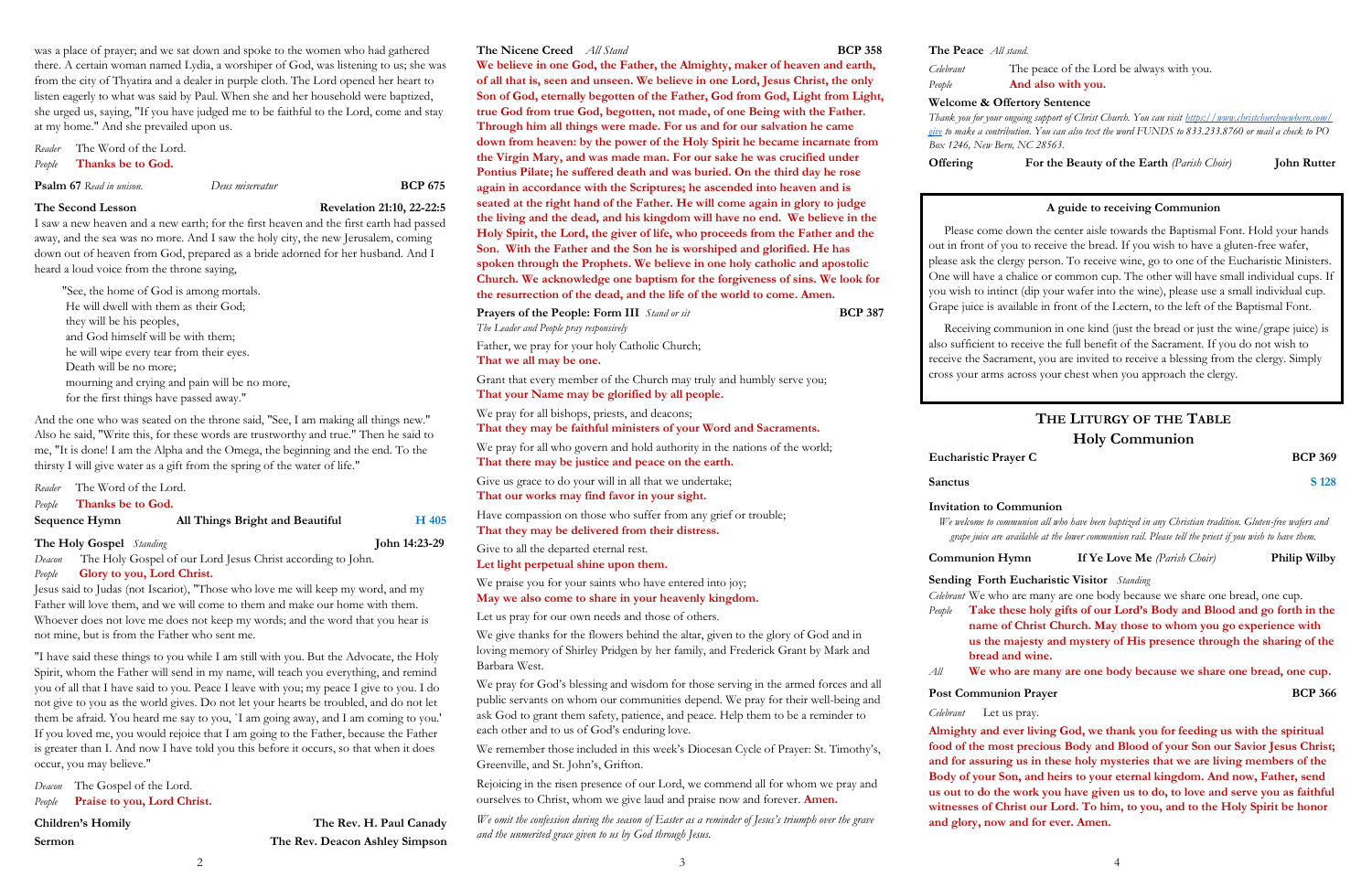was a place of prayer; and we sat down and spoke to the women who had gathered there. A certain woman named Lydia, a worshiper of God, was listening to us; she was from the city of Thyatira and a dealer in purple cloth. The Lord opened her heart to listen eagerly to what was said by Paul. When she and her household were baptized, she urged us, saying, "If you have judged me to be faithful to the Lord, come and stay at my home." And she prevailed upon us.

*Reader* The Word of the Lord.
*People* **Thanks be to God.**

**Psalm 67** *Read in unison.* *Deus misereatur* **BCP 675**

**The Second Lesson** **Revelation 21:10, 22-22:5**

I saw a new heaven and a new earth; for the first heaven and the first earth had passed away, and the sea was no more. And I saw the holy city, the new Jerusalem, coming down out of heaven from God, prepared as a bride adorned for her husband. And I heard a loud voice from the throne saying,

"See, the home of God is among mortals.
He will dwell with them as their God;
they will be his peoples,
and God himself will be with them;
he will wipe every tear from their eyes.
Death will be no more;
mourning and crying and pain will be no more,
for the first things have passed away."

And the one who was seated on the throne said, "See, I am making all things new." Also he said, "Write this, for these words are trustworthy and true." Then he said to me, "It is done! I am the Alpha and the Omega, the beginning and the end. To the thirsty I will give water as a gift from the spring of the water of life."

*Reader* The Word of the Lord.
*People* **Thanks be to God.**

**Sequence Hymn** **All Things Bright and Beautiful** **H 405**

**The Holy Gospel** *Standing* **John 14:23-29**

*Deacon* The Holy Gospel of our Lord Jesus Christ according to John.
*People* **Glory to you, Lord Christ.**

Jesus said to Judas (not Iscariot), "Those who love me will keep my word, and my Father will love them, and we will come to them and make our home with them. Whoever does not love me does not keep my words; and the word that you hear is not mine, but is from the Father who sent me.

"I have said these things to you while I am still with you. But the Advocate, the Holy Spirit, whom the Father will send in my name, will teach you everything, and remind you of all that I have said to you. Peace I leave with you; my peace I give to you. I do not give to you as the world gives. Do not let your hearts be troubled, and do not let them be afraid. You heard me say to you, `I am going away, and I am coming to you.' If you loved me, you would rejoice that I am going to the Father, because the Father is greater than I. And now I have told you this before it occurs, so that when it does occur, you may believe."

*Deacon* The Gospel of the Lord.
*People* **Praise to you, Lord Christ.**

**Children's Homily** **The Rev. H. Paul Canady**

**Sermon** **The Rev. Deacon Ashley Simpson**

**The Nicene Creed** *All Stand* **BCP 358**

**We believe in one God, the Father, the Almighty, maker of heaven and earth, of all that is, seen and unseen. We believe in one Lord, Jesus Christ, the only Son of God, eternally begotten of the Father, God from God, Light from Light, true God from true God, begotten, not made, of one Being with the Father. Through him all things were made. For us and for our salvation he came down from heaven: by the power of the Holy Spirit he became incarnate from the Virgin Mary, and was made man. For our sake he was crucified under Pontius Pilate; he suffered death and was buried. On the third day he rose again in accordance with the Scriptures; he ascended into heaven and is seated at the right hand of the Father. He will come again in glory to judge the living and the dead, and his kingdom will have no end. We believe in the Holy Spirit, the Lord, the giver of life, who proceeds from the Father and the Son. With the Father and the Son he is worshiped and glorified. He has spoken through the Prophets. We believe in one holy catholic and apostolic Church. We acknowledge one baptism for the forgiveness of sins. We look for the resurrection of the dead, and the life of the world to come. Amen.**

**Prayers of the People: Form III** *Stand or sit* **BCP 387**

*The Leader and People pray responsively*

Father, we pray for your holy Catholic Church;
**That we all may be one.**

Grant that every member of the Church may truly and humbly serve you;
**That your Name may be glorified by all people.**

We pray for all bishops, priests, and deacons;
**That they may be faithful ministers of your Word and Sacraments.**

We pray for all who govern and hold authority in the nations of the world;
**That there may be justice and peace on the earth.**

Give us grace to do your will in all that we undertake;
**That our works may find favor in your sight.**

Have compassion on those who suffer from any grief or trouble;
**That they may be delivered from their distress.**

Give to all the departed eternal rest.
**Let light perpetual shine upon them.**

We praise you for your saints who have entered into joy;
**May we also come to share in your heavenly kingdom.**

Let us pray for our own needs and those of others.

We give thanks for the flowers behind the altar, given to the glory of God and in loving memory of Shirley Pridgen by her family, and Frederick Grant by Mark and Barbara West.

We pray for God's blessing and wisdom for those serving in the armed forces and all public servants on whom our communities depend. We pray for their well-being and ask God to grant them safety, patience, and peace. Help them to be a reminder to each other and to us of God's enduring love.

We remember those included in this week's Diocesan Cycle of Prayer: St. Timothy's, Greenville, and St. John's, Grifton.

Rejoicing in the risen presence of our Lord, we commend all for whom we pray and ourselves to Christ, whom we give laud and praise now and forever. **Amen.**

*We omit the confession during the season of Easter as a reminder of Jesus's triumph over the grave and the unmerited grace given to us by God through Jesus.*

**The Peace** *All stand.*

*Celebrant* The peace of the Lord be always with you.
*People* **And also with you.**

**Welcome & Offertory Sentence**

*Thank you for your ongoing support of Christ Church. You can visit https://www.christchurchnewbern.com/give to make a contribution. You can also text the word FUNDS to 833.233.8760 or mail a check to PO Box 1246, New Bern, NC 28563.*

**Offering** **For the Beauty of the Earth** *(Parish Choir)* **John Rutter**

**A guide to receiving Communion**

Please come down the center aisle towards the Baptismal Font. Hold your hands out in front of you to receive the bread. If you wish to have a gluten-free wafer, please ask the clergy person. To receive wine, go to one of the Eucharistic Ministers. One will have a chalice or common cup. The other will have small individual cups. If you wish to intinct (dip your wafer into the wine), please use a small individual cup. Grape juice is available in front of the Lectern, to the left of the Baptismal Font.

Receiving communion in one kind (just the bread or just the wine/grape juice) is also sufficient to receive the full benefit of the Sacrament. If you do not wish to receive the Sacrament, you are invited to receive a blessing from the clergy. Simply cross your arms across your chest when you approach the clergy.

## THE LITURGY OF THE TABLE
## Holy Communion

**Eucharistic Prayer C** **BCP 369**

**Sanctus** **S 128**

**Invitation to Communion**

*We welcome to communion all who have been baptized in any Christian tradition. Gluten-free wafers and grape juice are available at the lower communion rail. Please tell the priest if you wish to have them.*

**Communion Hymn** **If Ye Love Me** *(Parish Choir)* **Philip Wilby**

**Sending Forth Eucharistic Visitor** *Standing*

*Celebrant* We who are many are one body because we share one bread, one cup.
*People* **Take these holy gifts of our Lord's Body and Blood and go forth in the name of Christ Church. May those to whom you go experience with us the majesty and mystery of His presence through the sharing of the bread and wine.**
*All* **We who are many are one body because we share one bread, one cup.**

**Post Communion Prayer** **BCP 366**

*Celebrant* Let us pray.

**Almighty and ever living God, we thank you for feeding us with the spiritual food of the most precious Body and Blood of your Son our Savior Jesus Christ; and for assuring us in these holy mysteries that we are living members of the Body of your Son, and heirs to your eternal kingdom. And now, Father, send us out to do the work you have given us to do, to love and serve you as faithful witnesses of Christ our Lord. To him, to you, and to the Holy Spirit be honor and glory, now and for ever. Amen.**